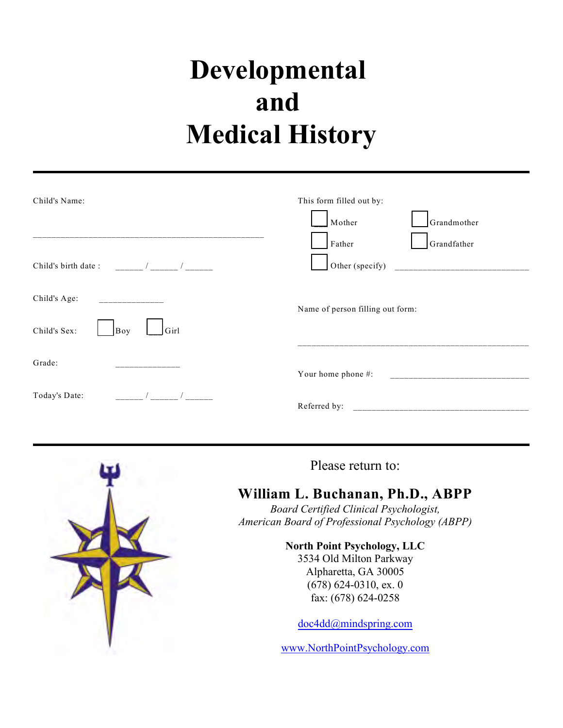# Developmental and Medical History

Child's Name: ________________________________________________

Child's birth date : ______ / ______ / ______

Child's Age: _____________

Child's Sex: ☐ Boy ☐ Girl

Grade: _____________

Today's Date: ______ / ______ / ______

This form filled out by:

☐ Mother ☐ Grandmother

☐ Father ☐ Grandfather

☐ Other (specify) ____________________________

Name of person filling out form:

________________________________________________

Your home phone #: ______________________________

Referred by: ______________________________________

---

Please return to:

**William L. Buchanan, Ph.D., ABPP**

*Board Certified Clinical Psychologist,*
*American Board of Professional Psychology (ABPP)*

**North Point Psychology, LLC**
3534 Old Milton Parkway
Alpharetta, GA 30005
(678) 624-0310, ex. 0
fax: (678) 624-0258

doc4dd@mindspring.com

www.NorthPointPsychology.com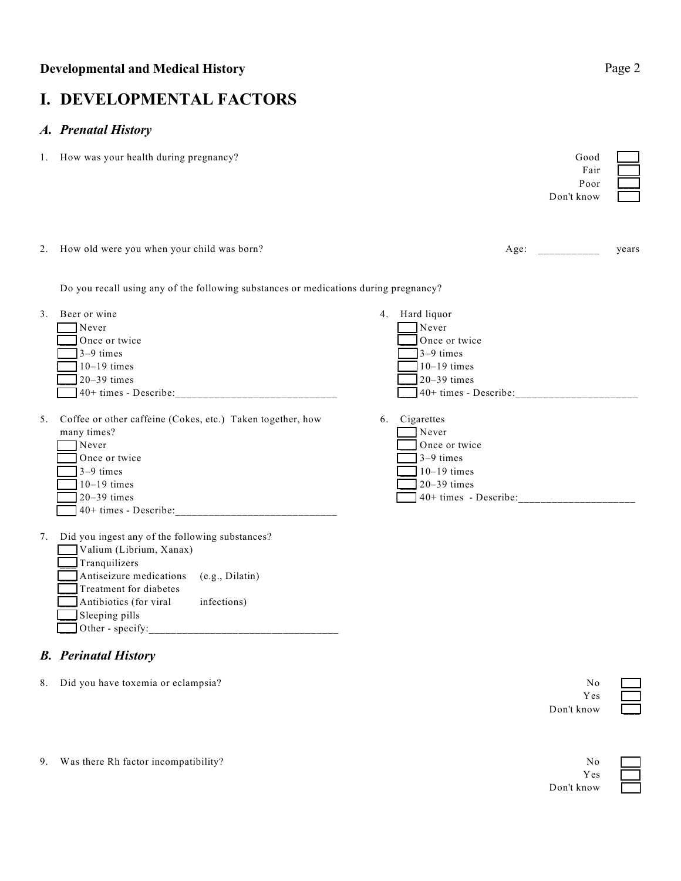# I. DEVELOPMENTAL FACTORS

## *A. Prenatal History*

1. How was your health during pregnancy?
   - [ ] Good
   - [ ] Fair
   - [ ] Poor
   - [ ] Don't know

2. How old were you when your child was born? Age: ___________ years

Do you recall using any of the following substances or medications during pregnancy?

3. Beer or wine
   - [ ] Never
   - [ ] Once or twice
   - [ ] 3–9 times
   - [ ] 10–19 times
   - [ ] 20–39 times
   - [ ] 40+ times - Describe:_____________________________

4. Hard liquor
   - [ ] Never
   - [ ] Once or twice
   - [ ] 3–9 times
   - [ ] 10–19 times
   - [ ] 20–39 times
   - [ ] 40+ times - Describe:______________________

5. Coffee or other caffeine (Cokes, etc.) Taken together, how many times?
   - [ ] Never
   - [ ] Once or twice
   - [ ] 3–9 times
   - [ ] 10–19 times
   - [ ] 20–39 times
   - [ ] 40+ times - Describe:_____________________________

6. Cigarettes
   - [ ] Never
   - [ ] Once or twice
   - [ ] 3–9 times
   - [ ] 10–19 times
   - [ ] 20–39 times
   - [ ] 40+ times - Describe:_____________________

7. Did you ingest any of the following substances?
   - [ ] Valium (Librium, Xanax)
   - [ ] Tranquilizers
   - [ ] Antiseizure medications (e.g., Dilatin)
   - [ ] Treatment for diabetes
   - [ ] Antibiotics (for viral infections)
   - [ ] Sleeping pills
   - [ ] Other - specify:__________________________________

## *B. Perinatal History*

8. Did you have toxemia or eclampsia?
   - [ ] No
   - [ ] Yes
   - [ ] Don't know

9. Was there Rh factor incompatibility?
   - [ ] No
   - [ ] Yes
   - [ ] Don't know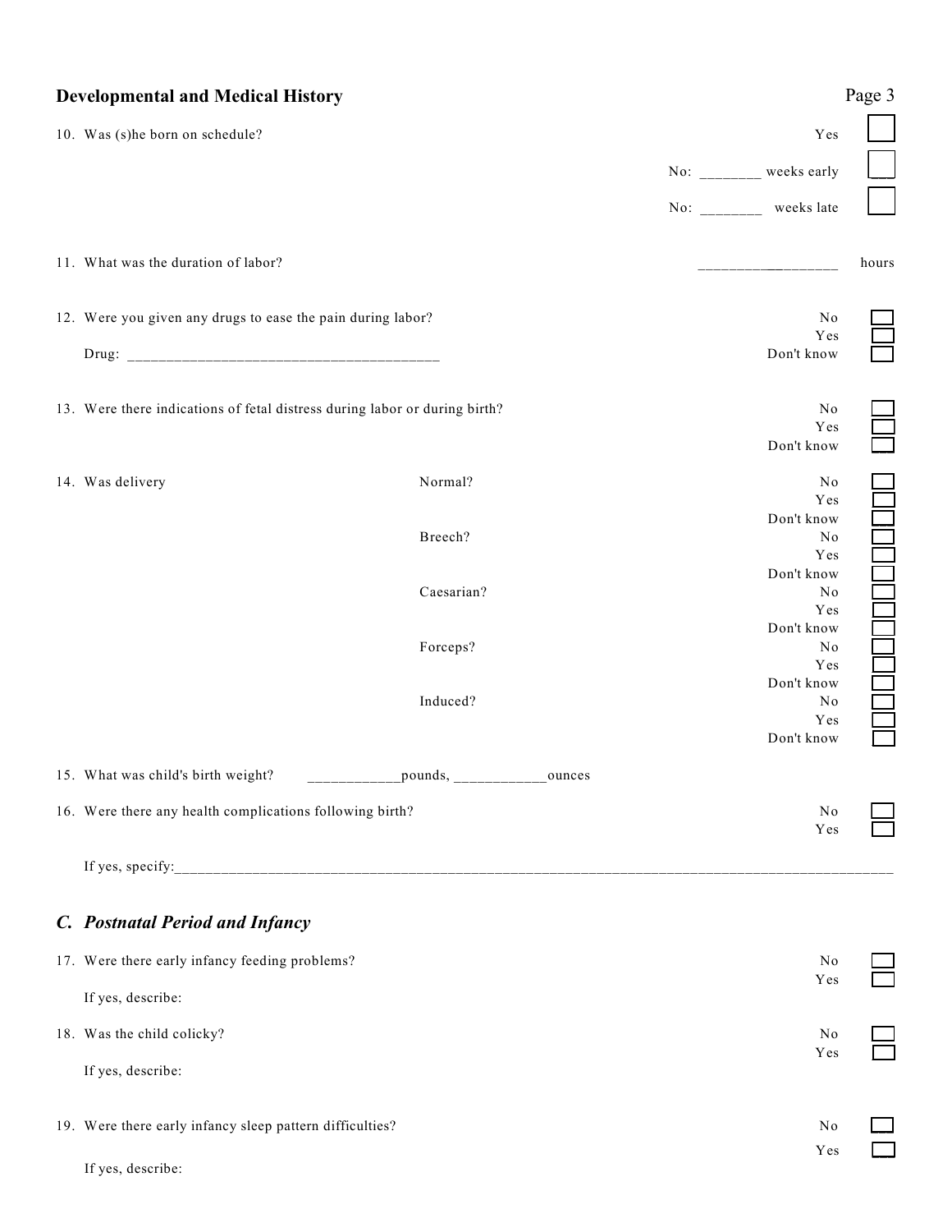## Developmental and Medical History

10. Was (s)he born on schedule?

- Yes ☐
- No: ________ weeks early ☐
- No: ________ weeks late ☐

11. What was the duration of labor? __________________ hours

12. Were you given any drugs to ease the pain during labor?

- No ☐
- Yes ☐
- Don't know ☐

Drug: ________________________________________

13. Were there indications of fetal distress during labor or during birth?

- No ☐
- Yes ☐
- Don't know ☐

14. Was delivery

| | No | Yes | Don't know |
|---|---|---|---|
| Normal? | ☐ | ☐ | ☐ |
| Breech? | ☐ | ☐ | ☐ |
| Caesarian? | ☐ | ☐ | ☐ |
| Forceps? | ☐ | ☐ | ☐ |
| Induced? | ☐ | ☐ | ☐ |

15. What was child's birth weight? ____________pounds, ___________ounces

16. Were there any health complications following birth?

- No ☐
- Yes ☐

If yes, specify:____________________________________________________________________________________

## *C. Postnatal Period and Infancy*

17. Were there early infancy feeding problems?

- No ☐
- Yes ☐

If yes, describe:

18. Was the child colicky?

- No ☐
- Yes ☐

If yes, describe:

19. Were there early infancy sleep pattern difficulties?

- No ☐
- Yes ☐

If yes, describe: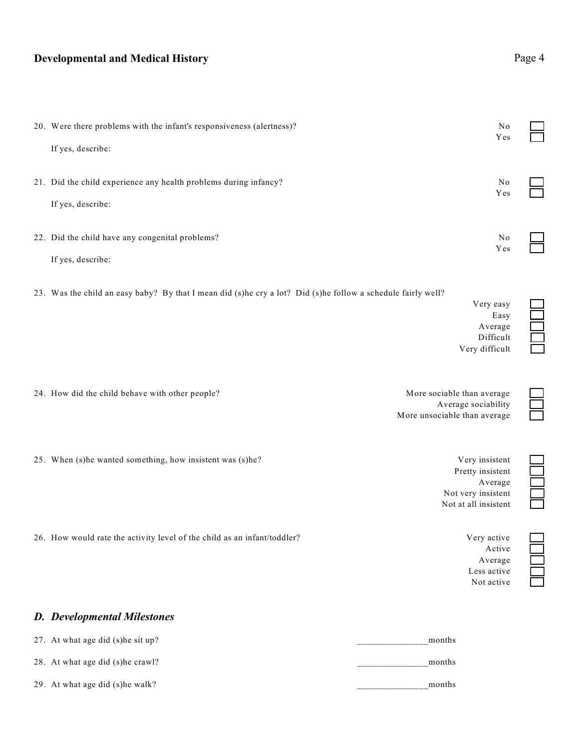20. Were there problems with the infant's responsiveness (alertness)?

    - [ ] No
    - [ ] Yes

    If yes, describe:

21. Did the child experience any health problems during infancy?

    - [ ] No
    - [ ] Yes

    If yes, describe:

22. Did the child have any congenital problems?

    - [ ] No
    - [ ] Yes

    If yes, describe:

23. Was the child an easy baby? By that I mean did (s)he cry a lot? Did (s)he follow a schedule fairly well?

    - [ ] Very easy
    - [ ] Easy
    - [ ] Average
    - [ ] Difficult
    - [ ] Very difficult

24. How did the child behave with other people?

    - [ ] More sociable than average
    - [ ] Average sociability
    - [ ] More unsociable than average

25. When (s)he wanted something, how insistent was (s)he?

    - [ ] Very insistent
    - [ ] Pretty insistent
    - [ ] Average
    - [ ] Not very insistent
    - [ ] Not at all insistent

26. How would rate the activity level of the child as an infant/toddler?

    - [ ] Very active
    - [ ] Active
    - [ ] Average
    - [ ] Less active
    - [ ] Not active

## *D. Developmental Milestones*

27. At what age did (s)he sit up? ______________months

28. At what age did (s)he crawl? ______________months

29. At what age did (s)he walk? ______________months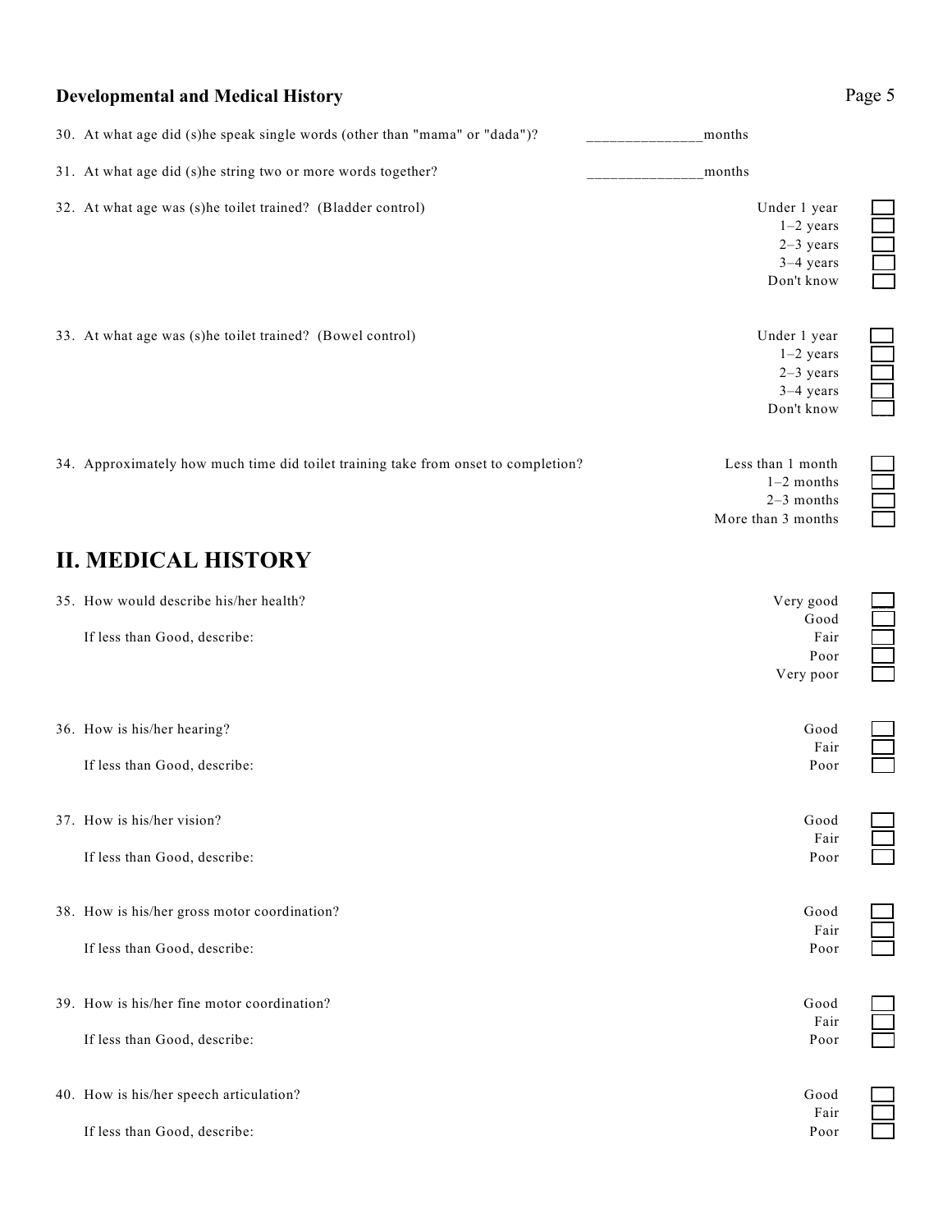### Developmental and Medical History

30. At what age did (s)he speak single words (other than "mama" or "dada")? ______________months

31. At what age did (s)he string two or more words together? ______________months

32. At what age was (s)he toilet trained? (Bladder control)
   - Under 1 year ☐
   - 1–2 years ☐
   - 2–3 years ☐
   - 3–4 years ☐
   - Don't know ☐

33. At what age was (s)he toilet trained? (Bowel control)
   - Under 1 year ☐
   - 1–2 years ☐
   - 2–3 years ☐
   - 3–4 years ☐
   - Don't know ☐

34. Approximately how much time did toilet training take from onset to completion?
   - Less than 1 month ☐
   - 1–2 months ☐
   - 2–3 months ☐
   - More than 3 months ☐

## II. MEDICAL HISTORY

35. How would describe his/her health?
   - Very good ☐
   - Good ☐
   - Fair ☐
   - Poor ☐
   - Very poor ☐

   If less than Good, describe:

36. How is his/her hearing?
   - Good ☐
   - Fair ☐
   - Poor ☐

   If less than Good, describe:

37. How is his/her vision?
   - Good ☐
   - Fair ☐
   - Poor ☐

   If less than Good, describe:

38. How is his/her gross motor coordination?
   - Good ☐
   - Fair ☐
   - Poor ☐

   If less than Good, describe:

39. How is his/her fine motor coordination?
   - Good ☐
   - Fair ☐
   - Poor ☐

   If less than Good, describe:

40. How is his/her speech articulation?
   - Good ☐
   - Fair ☐
   - Poor ☐

   If less than Good, describe: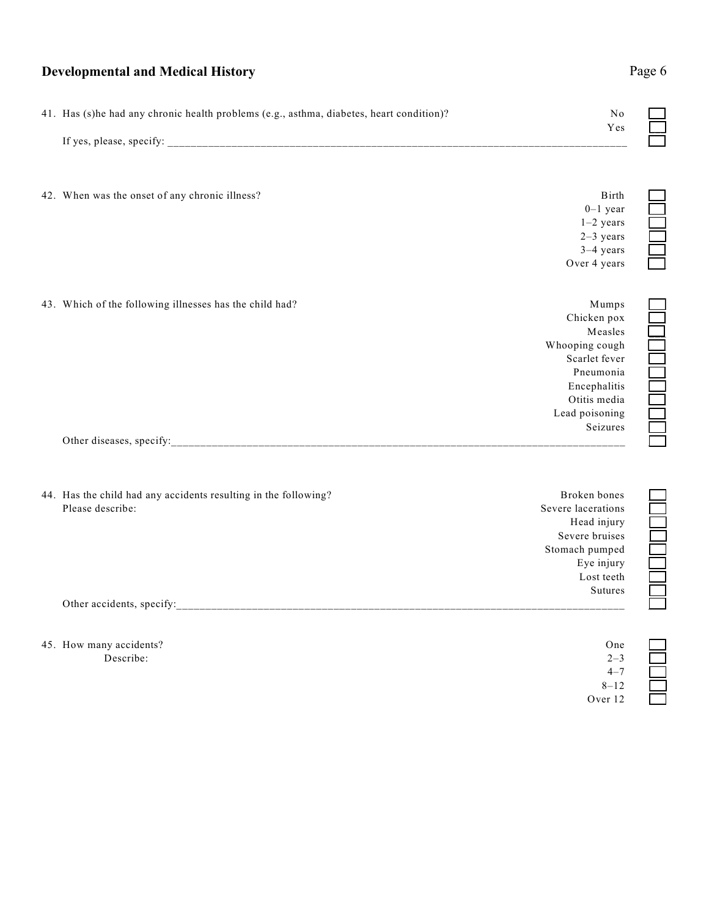## Developmental and Medical History

41. Has (s)he had any chronic health problems (e.g., asthma, diabetes, heart condition)?

- No ☐
- Yes ☐

If yes, please, specify: ____________________ ☐

42. When was the onset of any chronic illness?

- Birth ☐
- 0–1 year ☐
- 1–2 years ☐
- 2–3 years ☐
- 3–4 years ☐
- Over 4 years ☐

43. Which of the following illnesses has the child had?

- Mumps ☐
- Chicken pox ☐
- Measles ☐
- Whooping cough ☐
- Scarlet fever ☐
- Pneumonia ☐
- Encephalitis ☐
- Otitis media ☐
- Lead poisoning ☐
- Seizures ☐

Other diseases, specify:____________________ ☐

44. Has the child had any accidents resulting in the following?
Please describe:

- Broken bones ☐
- Severe lacerations ☐
- Head injury ☐
- Severe bruises ☐
- Stomach pumped ☐
- Eye injury ☐
- Lost teeth ☐
- Sutures ☐

Other accidents, specify:____________________ ☐

45. How many accidents?
Describe:

- One ☐
- 2–3 ☐
- 4–7 ☐
- 8–12 ☐
- Over 12 ☐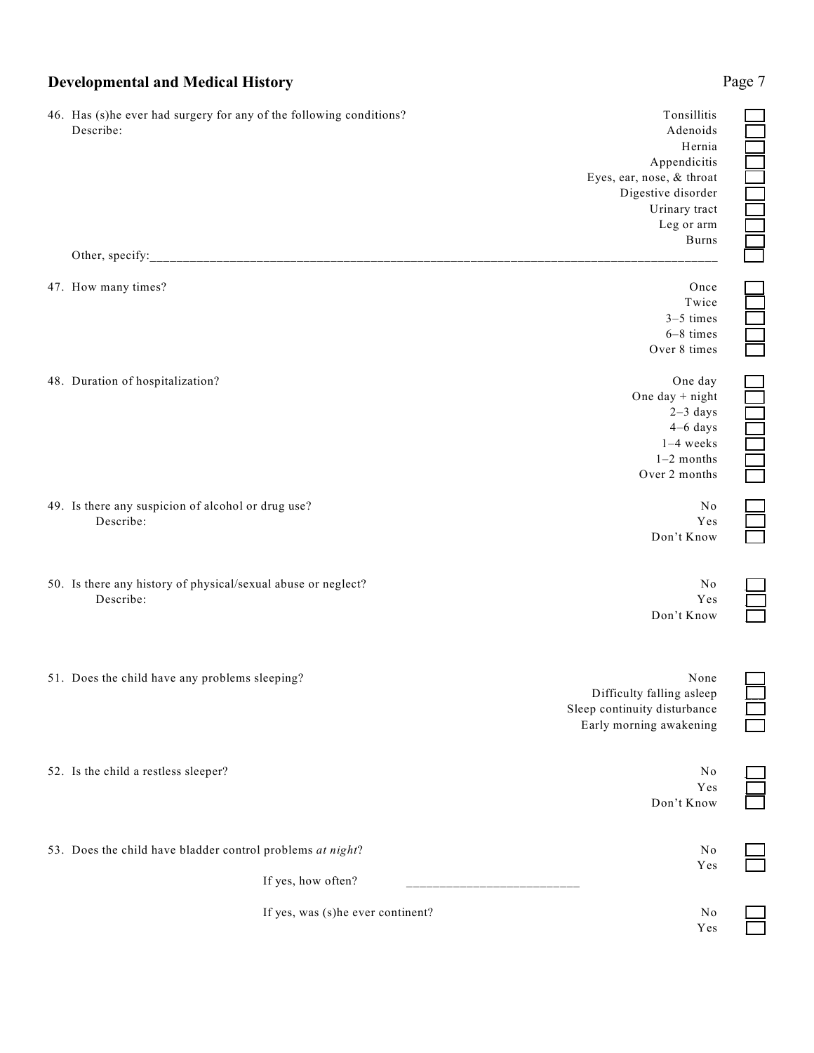## Developmental and Medical History

46. Has (s)he ever had surgery for any of the following conditions?
    Describe:

    - ☐ Tonsillitis
    - ☐ Adenoids
    - ☐ Hernia
    - ☐ Appendicitis
    - ☐ Eyes, ear, nose, & throat
    - ☐ Digestive disorder
    - ☐ Urinary tract
    - ☐ Leg or arm
    - ☐ Burns
    - ☐ Other, specify:______________________________________________________________________________

47. How many times?

    - ☐ Once
    - ☐ Twice
    - ☐ 3–5 times
    - ☐ 6–8 times
    - ☐ Over 8 times

48. Duration of hospitalization?

    - ☐ One day
    - ☐ One day + night
    - ☐ 2–3 days
    - ☐ 4–6 days
    - ☐ 1–4 weeks
    - ☐ 1–2 months
    - ☐ Over 2 months

49. Is there any suspicion of alcohol or drug use?
    Describe:

    - ☐ No
    - ☐ Yes
    - ☐ Don't Know

50. Is there any history of physical/sexual abuse or neglect?
    Describe:

    - ☐ No
    - ☐ Yes
    - ☐ Don't Know

51. Does the child have any problems sleeping?

    - ☐ None
    - ☐ Difficulty falling asleep
    - ☐ Sleep continuity disturbance
    - ☐ Early morning awakening

52. Is the child a restless sleeper?

    - ☐ No
    - ☐ Yes
    - ☐ Don't Know

53. Does the child have bladder control problems *at night*?

    - ☐ No
    - ☐ Yes

    If yes, how often? ________________________

    If yes, was (s)he ever continent?

    - ☐ No
    - ☐ Yes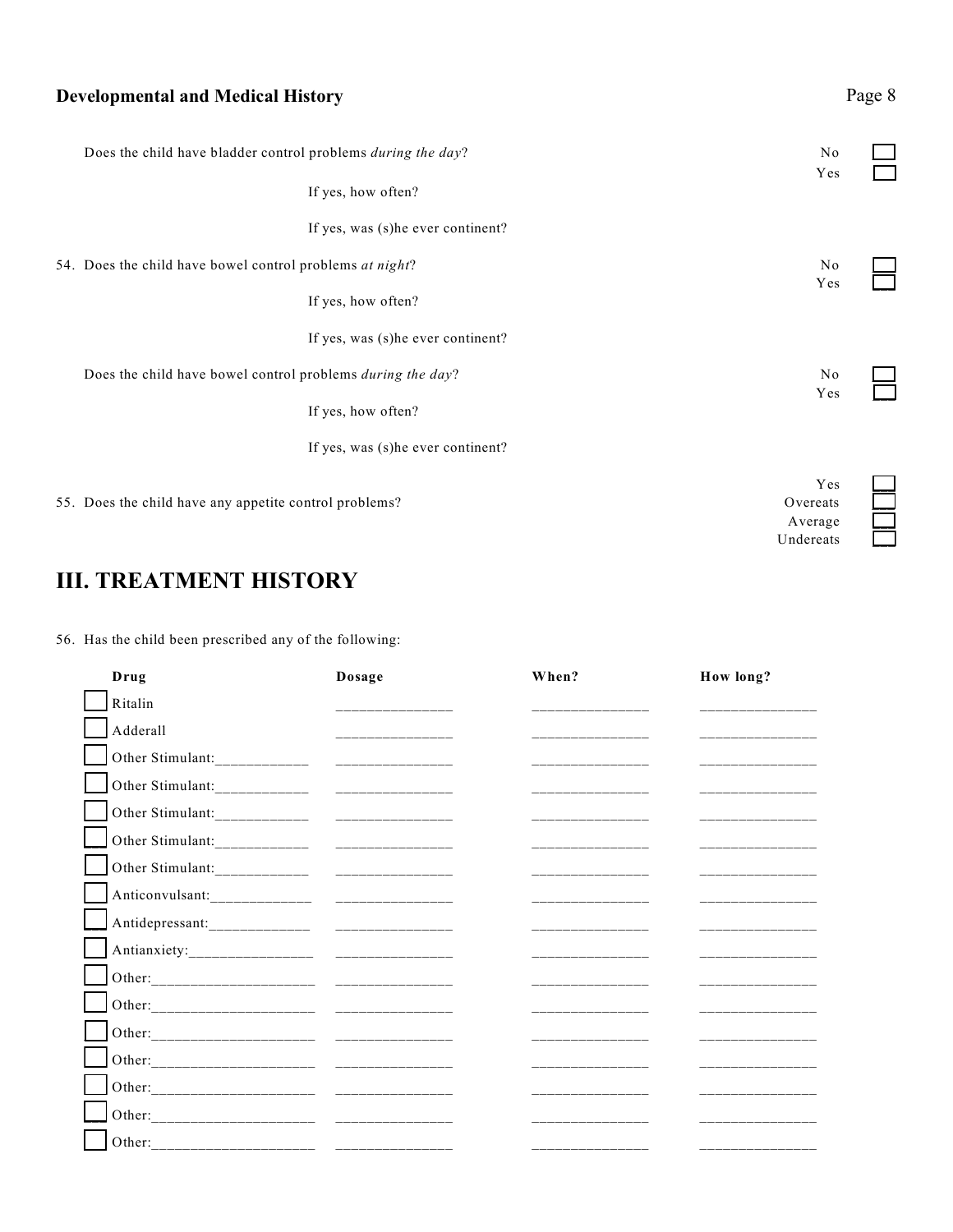## Developmental and Medical History

Does the child have bladder control problems *during the day*? No ☐ Yes ☐

If yes, how often?

If yes, was (s)he ever continent?

54. Does the child have bowel control problems *at night*? No ☐ Yes ☐

If yes, how often?

If yes, was (s)he ever continent?

Does the child have bowel control problems *during the day*? No ☐ Yes ☐

If yes, how often?

If yes, was (s)he ever continent?

55. Does the child have any appetite control problems? Yes ☐ Overeats ☐ Average ☐ Undereats ☐

# III. TREATMENT HISTORY

56. Has the child been prescribed any of the following:

| Drug | Dosage | When? | How long? |
|---|---|---|---|
| ☐ Ritalin | ______________ | ______________ | ______________ |
| ☐ Adderall | ______________ | ______________ | ______________ |
| ☐ Other Stimulant:____________ | ______________ | ______________ | ______________ |
| ☐ Other Stimulant:____________ | ______________ | ______________ | ______________ |
| ☐ Other Stimulant:____________ | ______________ | ______________ | ______________ |
| ☐ Other Stimulant:____________ | ______________ | ______________ | ______________ |
| ☐ Other Stimulant:____________ | ______________ | ______________ | ______________ |
| ☐ Anticonvulsant:____________ | ______________ | ______________ | ______________ |
| ☐ Antidepressant:____________ | ______________ | ______________ | ______________ |
| ☐ Antianxiety:_______________ | ______________ | ______________ | ______________ |
| ☐ Other:____________________ | ______________ | ______________ | ______________ |
| ☐ Other:____________________ | ______________ | ______________ | ______________ |
| ☐ Other:____________________ | ______________ | ______________ | ______________ |
| ☐ Other:____________________ | ______________ | ______________ | ______________ |
| ☐ Other:____________________ | ______________ | ______________ | ______________ |
| ☐ Other:____________________ | ______________ | ______________ | ______________ |
| ☐ Other:____________________ | ______________ | ______________ | ______________ |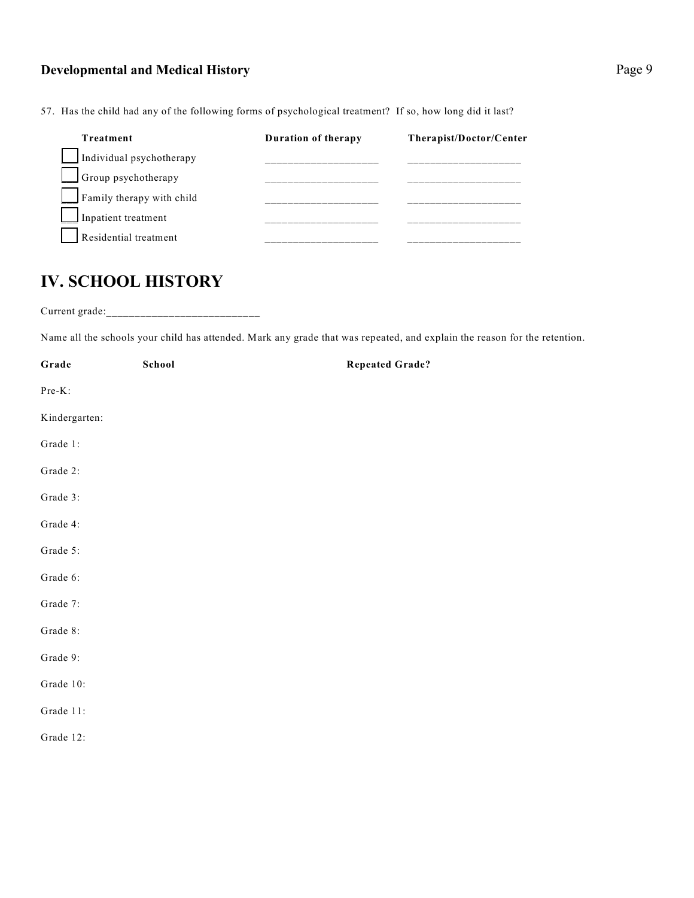57. Has the child had any of the following forms of psychological treatment? If so, how long did it last?

| Treatment | Duration of therapy | Therapist/Doctor/Center |
| --- | --- | --- |
| ☐ Individual psychotherapy | ___________________ | ___________________ |
| ☐ Group psychotherapy | ___________________ | ___________________ |
| ☐ Family therapy with child | ___________________ | ___________________ |
| ☐ Inpatient treatment | ___________________ | ___________________ |
| ☐ Residential treatment | ___________________ | ___________________ |

# IV. SCHOOL HISTORY

Current grade:___________________________

Name all the schools your child has attended. Mark any grade that was repeated, and explain the reason for the retention.

| Grade | School | Repeated Grade? |
| --- | --- | --- |
| Pre-K: | | |
| Kindergarten: | | |
| Grade 1: | | |
| Grade 2: | | |
| Grade 3: | | |
| Grade 4: | | |
| Grade 5: | | |
| Grade 6: | | |
| Grade 7: | | |
| Grade 8: | | |
| Grade 9: | | |
| Grade 10: | | |
| Grade 11: | | |
| Grade 12: | | |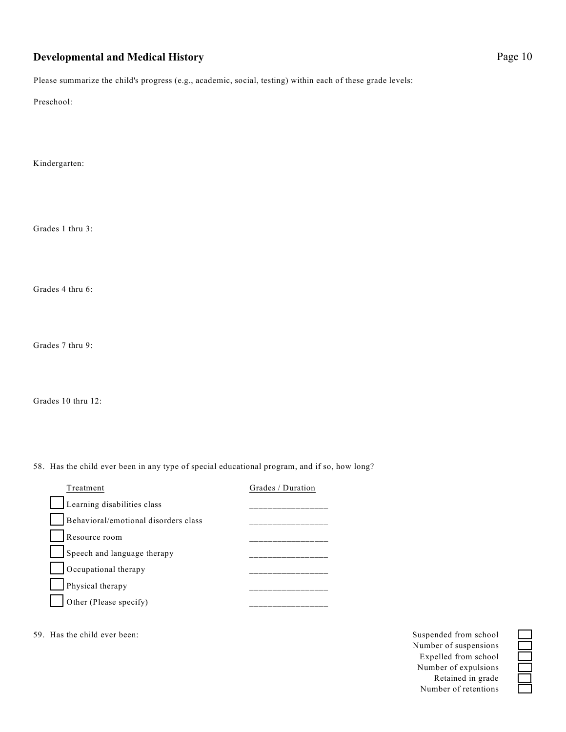## Developmental and Medical History

Please summarize the child's progress (e.g., academic, social, testing) within each of these grade levels:

Preschool:

Kindergarten:

Grades 1 thru 3:

Grades 4 thru 6:

Grades 7 thru 9:

Grades 10 thru 12:

58. Has the child ever been in any type of special educational program, and if so, how long?

| Treatment | Grades / Duration |
|---|---|
| ☐ Learning disabilities class | ________________ |
| ☐ Behavioral/emotional disorders class | ________________ |
| ☐ Resource room | ________________ |
| ☐ Speech and language therapy | ________________ |
| ☐ Occupational therapy | ________________ |
| ☐ Physical therapy | ________________ |
| ☐ Other (Please specify) | ________________ |

59. Has the child ever been:

- Suspended from school ☐
- Number of suspensions ☐
- Expelled from school ☐
- Number of expulsions ☐
- Retained in grade ☐
- Number of retentions ☐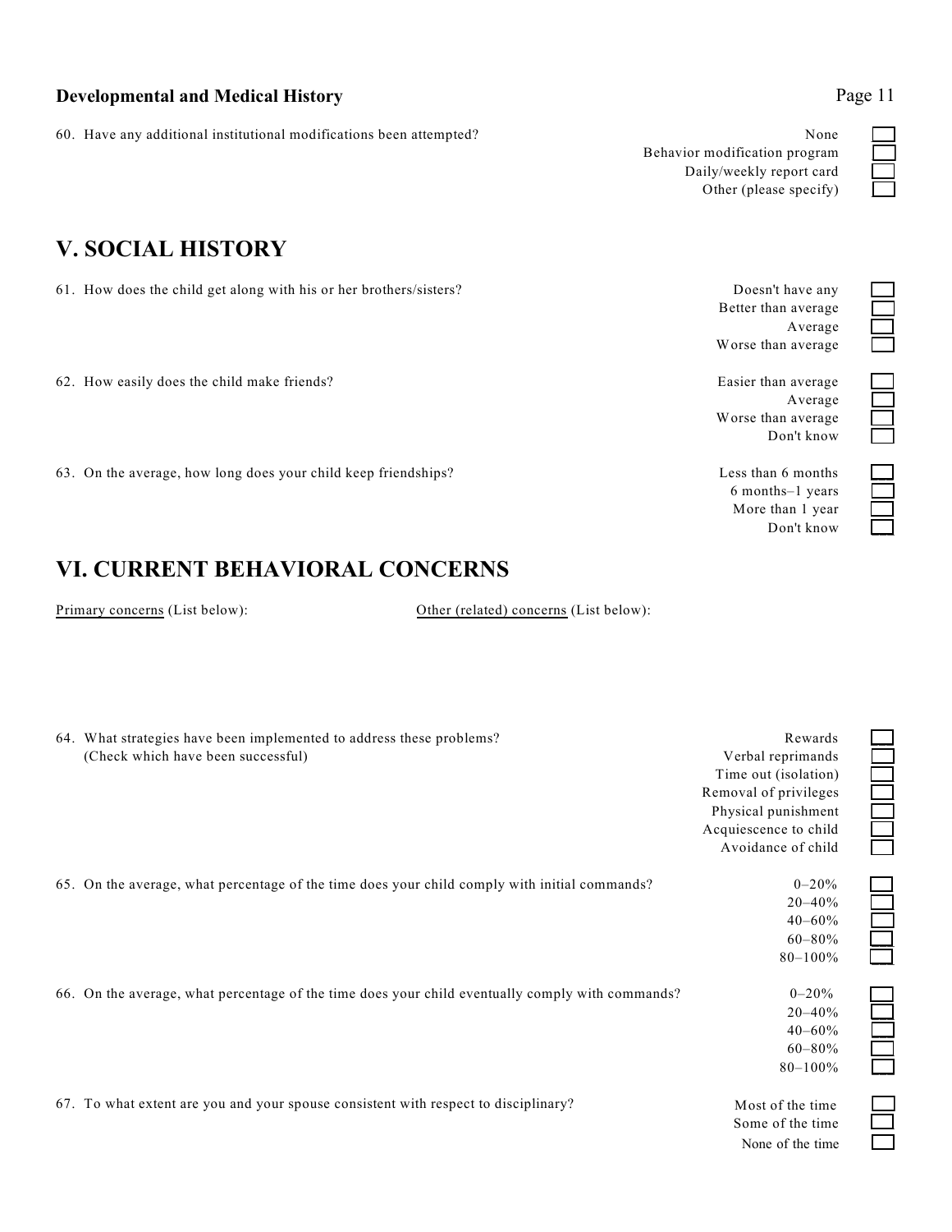### Developmental and Medical History

60. Have any additional institutional modifications been attempted?

- ☐ None
- ☐ Behavior modification program
- ☐ Daily/weekly report card
- ☐ Other (please specify)

## V. SOCIAL HISTORY

61. How does the child get along with his or her brothers/sisters?

- ☐ Doesn't have any
- ☐ Better than average
- ☐ Average
- ☐ Worse than average

62. How easily does the child make friends?

- ☐ Easier than average
- ☐ Average
- ☐ Worse than average
- ☐ Don't know

63. On the average, how long does your child keep friendships?

- ☐ Less than 6 months
- ☐ 6 months–1 years
- ☐ More than 1 year
- ☐ Don't know

## VI. CURRENT BEHAVIORAL CONCERNS

Primary concerns (List below):

Other (related) concerns (List below):

64. What strategies have been implemented to address these problems? (Check which have been successful)

- ☐ Rewards
- ☐ Verbal reprimands
- ☐ Time out (isolation)
- ☐ Removal of privileges
- ☐ Physical punishment
- ☐ Acquiescence to child
- ☐ Avoidance of child

65. On the average, what percentage of the time does your child comply with initial commands?

- ☐ 0–20%
- ☐ 20–40%
- ☐ 40–60%
- ☐ 60–80%
- ☐ 80–100%

66. On the average, what percentage of the time does your child eventually comply with commands?

- ☐ 0–20%
- ☐ 20–40%
- ☐ 40–60%
- ☐ 60–80%
- ☐ 80–100%

67. To what extent are you and your spouse consistent with respect to disciplinary?

- ☐ Most of the time
- ☐ Some of the time
- ☐ None of the time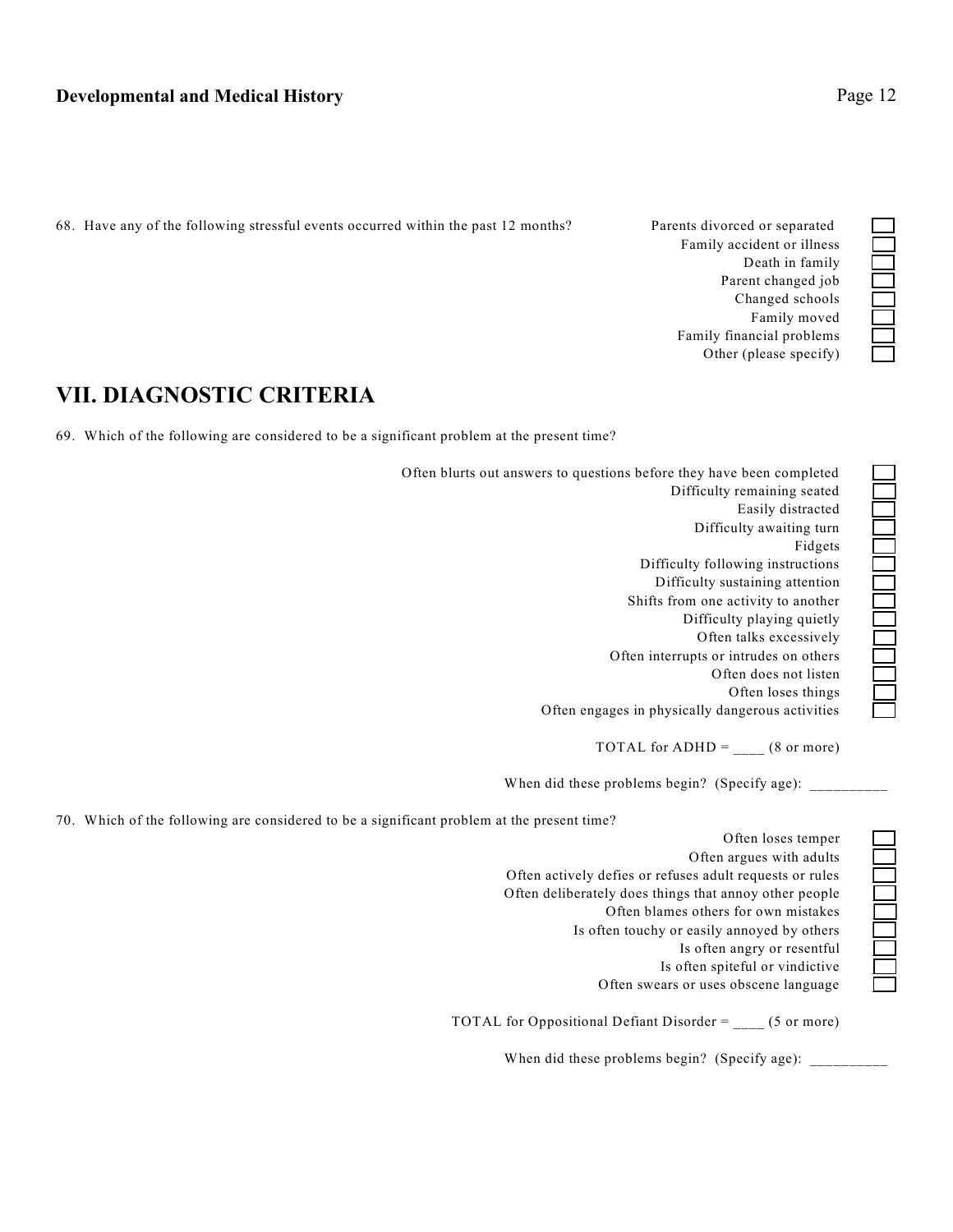68. Have any of the following stressful events occurred within the past 12 months?

- [ ] Parents divorced or separated
- [ ] Family accident or illness
- [ ] Death in family
- [ ] Parent changed job
- [ ] Changed schools
- [ ] Family moved
- [ ] Family financial problems
- [ ] Other (please specify)

## VII. DIAGNOSTIC CRITERIA

69. Which of the following are considered to be a significant problem at the present time?

- [ ] Often blurts out answers to questions before they have been completed
- [ ] Difficulty remaining seated
- [ ] Easily distracted
- [ ] Difficulty awaiting turn
- [ ] Fidgets
- [ ] Difficulty following instructions
- [ ] Difficulty sustaining attention
- [ ] Shifts from one activity to another
- [ ] Difficulty playing quietly
- [ ] Often talks excessively
- [ ] Often interrupts or intrudes on others
- [ ] Often does not listen
- [ ] Often loses things
- [ ] Often engages in physically dangerous activities

TOTAL for ADHD = ____ (8 or more)

When did these problems begin? (Specify age): __________

70. Which of the following are considered to be a significant problem at the present time?

- [ ] Often loses temper
- [ ] Often argues with adults
- [ ] Often actively defies or refuses adult requests or rules
- [ ] Often deliberately does things that annoy other people
- [ ] Often blames others for own mistakes
- [ ] Is often touchy or easily annoyed by others
- [ ] Is often angry or resentful
- [ ] Is often spiteful or vindictive
- [ ] Often swears or uses obscene language

TOTAL for Oppositional Defiant Disorder = ____ (5 or more)

When did these problems begin? (Specify age): __________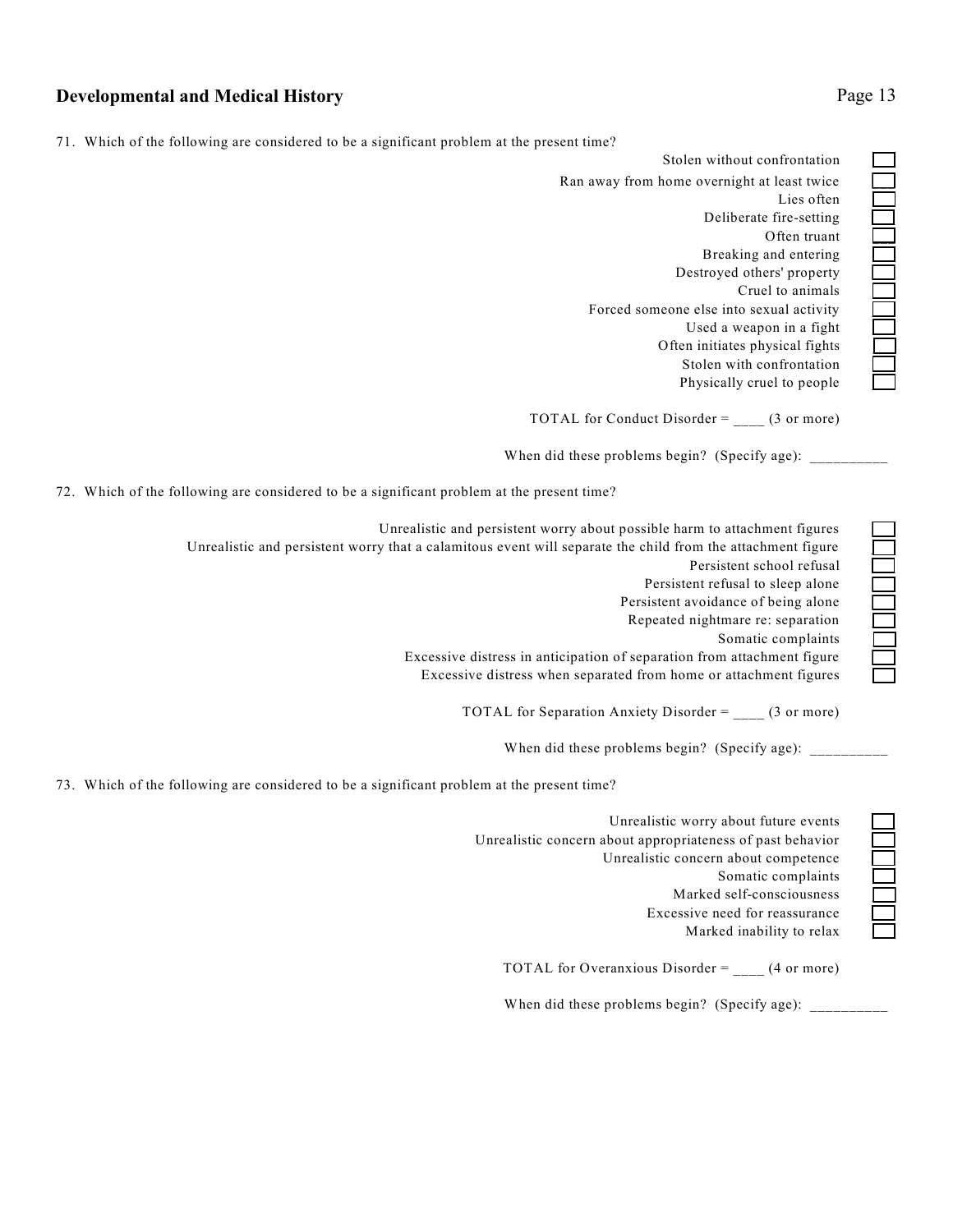## Developmental and Medical History

71. Which of the following are considered to be a significant problem at the present time?

- [ ] Stolen without confrontation
- [ ] Ran away from home overnight at least twice
- [ ] Lies often
- [ ] Deliberate fire-setting
- [ ] Often truant
- [ ] Breaking and entering
- [ ] Destroyed others' property
- [ ] Cruel to animals
- [ ] Forced someone else into sexual activity
- [ ] Used a weapon in a fight
- [ ] Often initiates physical fights
- [ ] Stolen with confrontation
- [ ] Physically cruel to people

TOTAL for Conduct Disorder = ____ (3 or more)

When did these problems begin? (Specify age): __________

72. Which of the following are considered to be a significant problem at the present time?

- [ ] Unrealistic and persistent worry about possible harm to attachment figures
- [ ] Unrealistic and persistent worry that a calamitous event will separate the child from the attachment figure
- [ ] Persistent school refusal
- [ ] Persistent refusal to sleep alone
- [ ] Persistent avoidance of being alone
- [ ] Repeated nightmare re: separation
- [ ] Somatic complaints
- [ ] Excessive distress in anticipation of separation from attachment figure
- [ ] Excessive distress when separated from home or attachment figures

TOTAL for Separation Anxiety Disorder = ____ (3 or more)

When did these problems begin? (Specify age): __________

73. Which of the following are considered to be a significant problem at the present time?

- [ ] Unrealistic worry about future events
- [ ] Unrealistic concern about appropriateness of past behavior
- [ ] Unrealistic concern about competence
- [ ] Somatic complaints
- [ ] Marked self-consciousness
- [ ] Excessive need for reassurance
- [ ] Marked inability to relax

TOTAL for Overanxious Disorder = ____ (4 or more)

When did these problems begin? (Specify age): __________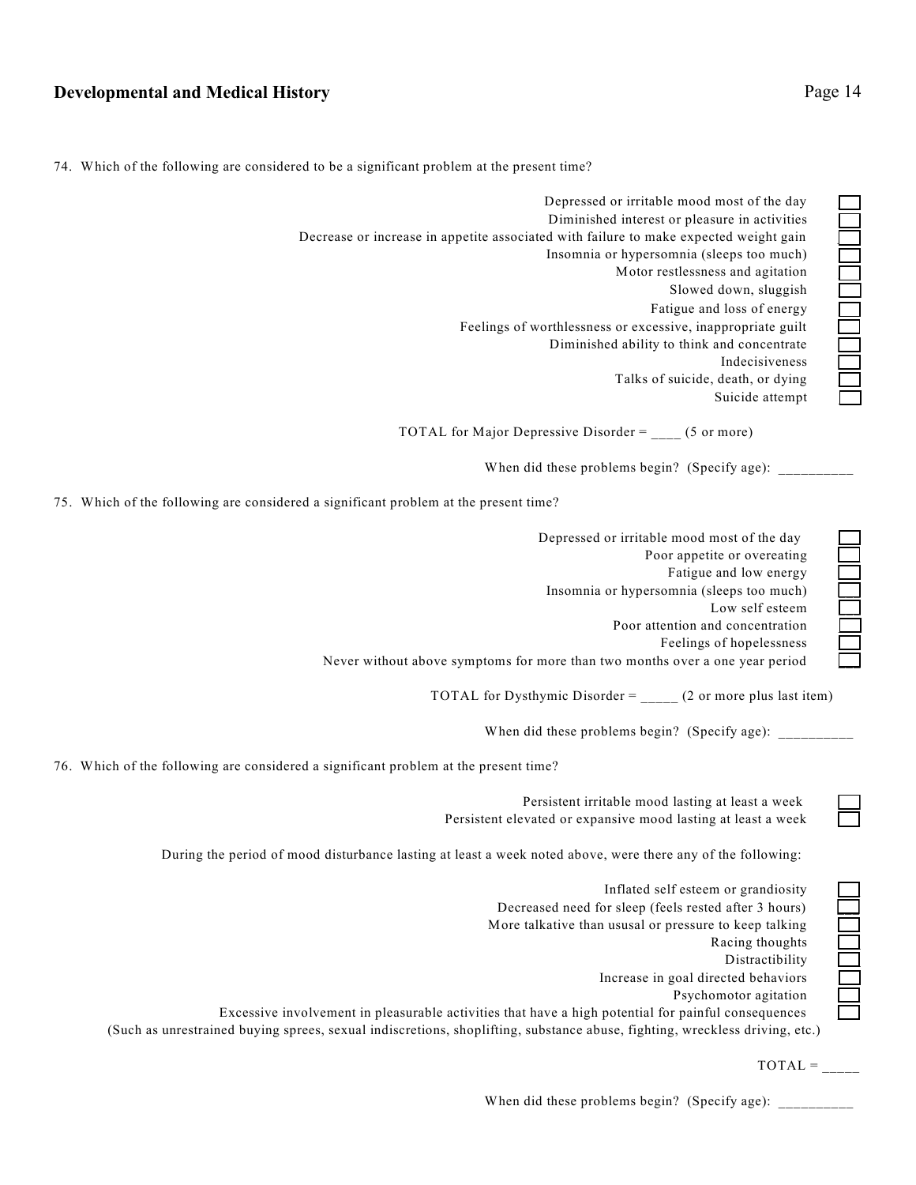74. Which of the following are considered to be a significant problem at the present time?

- [ ] Depressed or irritable mood most of the day
- [ ] Diminished interest or pleasure in activities
- [ ] Decrease or increase in appetite associated with failure to make expected weight gain
- [ ] Insomnia or hypersomnia (sleeps too much)
- [ ] Motor restlessness and agitation
- [ ] Slowed down, sluggish
- [ ] Fatigue and loss of energy
- [ ] Feelings of worthlessness or excessive, inappropriate guilt
- [ ] Diminished ability to think and concentrate
- [ ] Indecisiveness
- [ ] Talks of suicide, death, or dying
- [ ] Suicide attempt

TOTAL for Major Depressive Disorder = ____ (5 or more)

When did these problems begin? (Specify age): __________

75. Which of the following are considered a significant problem at the present time?

- [ ] Depressed or irritable mood most of the day
- [ ] Poor appetite or overeating
- [ ] Fatigue and low energy
- [ ] Insomnia or hypersomnia (sleeps too much)
- [ ] Low self esteem
- [ ] Poor attention and concentration
- [ ] Feelings of hopelessness
- [ ] Never without above symptoms for more than two months over a one year period

TOTAL for Dysthymic Disorder = _____ (2 or more plus last item)

When did these problems begin? (Specify age): __________

76. Which of the following are considered a significant problem at the present time?

- [ ] Persistent irritable mood lasting at least a week
- [ ] Persistent elevated or expansive mood lasting at least a week

During the period of mood disturbance lasting at least a week noted above, were there any of the following:

- [ ] Inflated self esteem or grandiosity
- [ ] Decreased need for sleep (feels rested after 3 hours)
- [ ] More talkative than ususal or pressure to keep talking
- [ ] Racing thoughts
- [ ] Distractibility
- [ ] Increase in goal directed behaviors
- [ ] Psychomotor agitation
- [ ] Excessive involvement in pleasurable activities that have a high potential for painful consequences (Such as unrestrained buying sprees, sexual indiscretions, shoplifting, substance abuse, fighting, wreckless driving, etc.)

TOTAL = _____

When did these problems begin? (Specify age): __________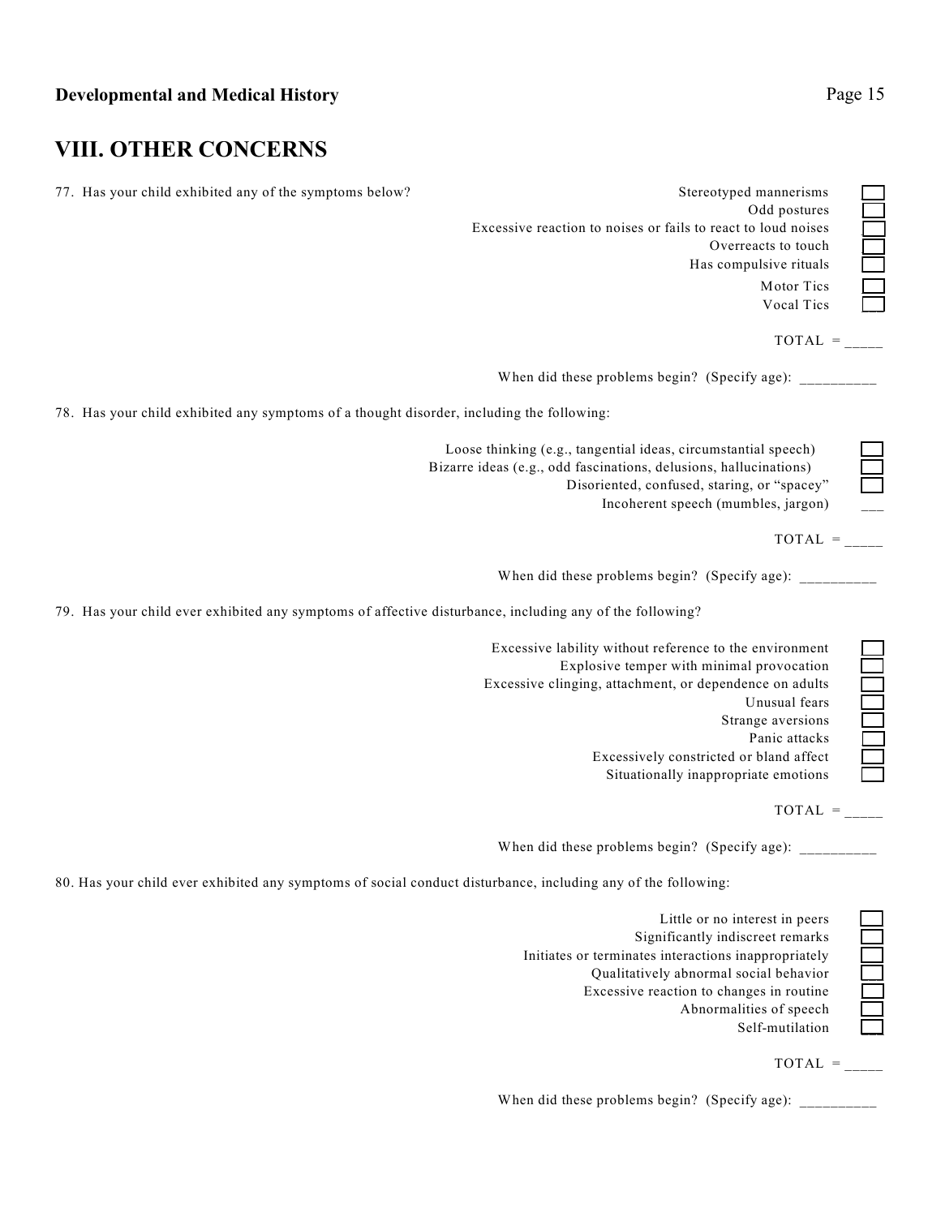## VIII. OTHER CONCERNS

77. Has your child exhibited any of the symptoms below?

- Stereotyped mannerisms ☐
- Odd postures ☐
- Excessive reaction to noises or fails to react to loud noises ☐
- Overreacts to touch ☐
- Has compulsive rituals ☐
- Motor Tics ☐
- Vocal Tics ☐

TOTAL = _____

When did these problems begin? (Specify age): __________

78. Has your child exhibited any symptoms of a thought disorder, including the following:

- Loose thinking (e.g., tangential ideas, circumstantial speech) ☐
- Bizarre ideas (e.g., odd fascinations, delusions, hallucinations) ☐
- Disoriented, confused, staring, or "spacey" ☐
- Incoherent speech (mumbles, jargon) ___

TOTAL = _____

When did these problems begin? (Specify age): __________

79. Has your child ever exhibited any symptoms of affective disturbance, including any of the following?

- Excessive lability without reference to the environment ☐
- Explosive temper with minimal provocation ☐
- Excessive clinging, attachment, or dependence on adults ☐
- Unusual fears ☐
- Strange aversions ☐
- Panic attacks ☐
- Excessively constricted or bland affect ☐
- Situationally inappropriate emotions ☐

TOTAL = _____

When did these problems begin? (Specify age): __________

80. Has your child ever exhibited any symptoms of social conduct disturbance, including any of the following:

- Little or no interest in peers ☐
- Significantly indiscreet remarks ☐
- Initiates or terminates interactions inappropriately ☐
- Qualitatively abnormal social behavior ☐
- Excessive reaction to changes in routine ☐
- Abnormalities of speech ☐
- Self-mutilation ☐

TOTAL = _____

When did these problems begin? (Specify age): __________